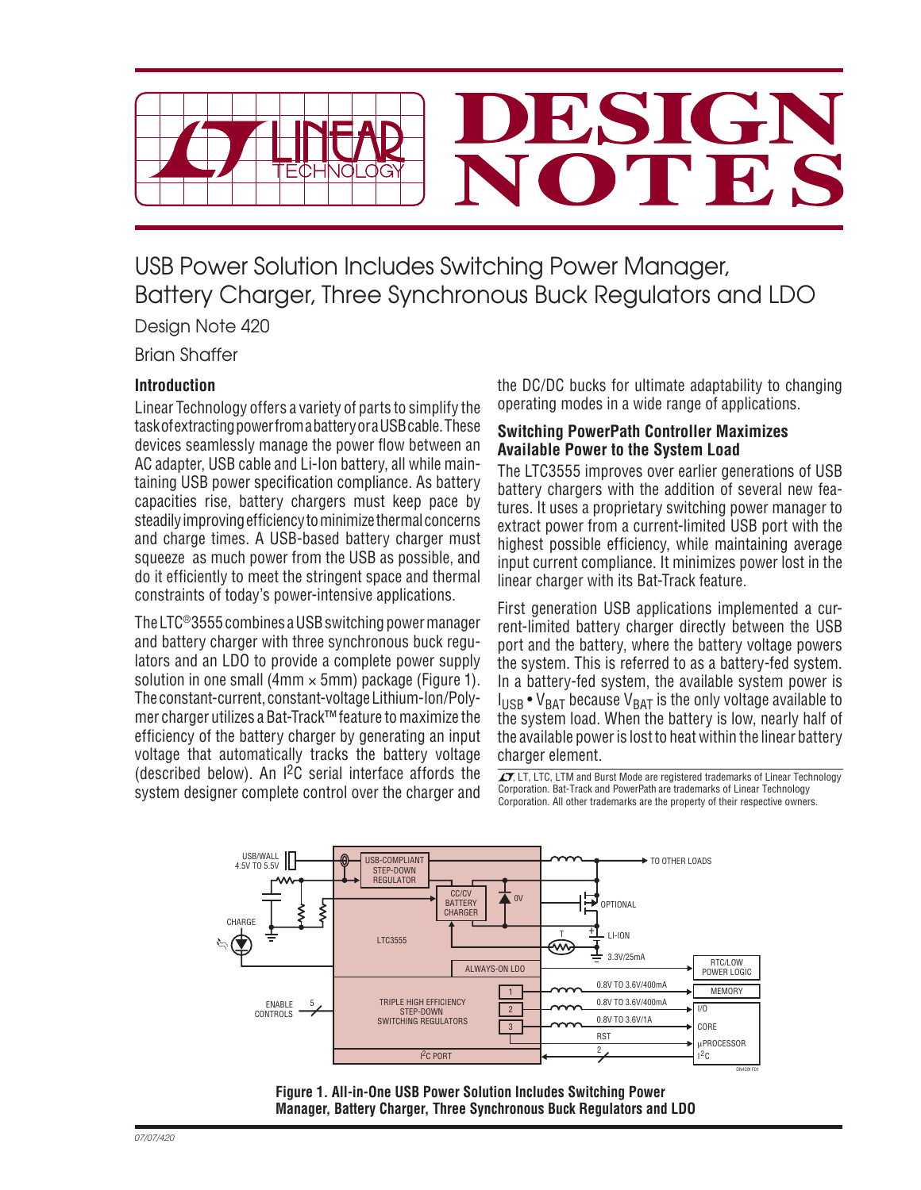# DESIGN NOTES

## USB Power Solution Includes Switching Power Manager, Battery Charger, Three Synchronous Buck Regulators and LDO

Design Note 420

Brian Shaffer

### Introduction

Linear Technology offers a variety of parts to simplify the task of extracting power from a battery or a USB cable. These devices seamlessly manage the power flow between an AC adapter, USB cable and Li-Ion battery, all while maintaining USB power specification compliance. As battery capacities rise, battery chargers must keep pace by steadily improving efficiency to minimize thermal concerns and charge times. A USB-based battery charger must squeeze as much power from the USB as possible, and do it efficiently to meet the stringent space and thermal constraints of today's power-intensive applications.

The LTC®3555 combines a USB switching power manager and battery charger with three synchronous buck regulators and an LDO to provide a complete power supply solution in one small (4mm × 5mm) package (Figure 1). The constant-current, constant-voltage Lithium-Ion/Polymer charger utilizes a Bat-Track™ feature to maximize the efficiency of the battery charger by generating an input voltage that automatically tracks the battery voltage (described below). An I²C serial interface affords the system designer complete control over the charger and the DC/DC bucks for ultimate adaptability to changing operating modes in a wide range of applications.

### Switching PowerPath Controller Maximizes Available Power to the System Load

The LTC3555 improves over earlier generations of USB battery chargers with the addition of several new features. It uses a proprietary switching power manager to extract power from a current-limited USB port with the highest possible efficiency, while maintaining average input current compliance. It minimizes power lost in the linear charger with its Bat-Track feature.

First generation USB applications implemented a current-limited battery charger directly between the USB port and the battery, where the battery voltage powers the system. This is referred to as a battery-fed system. In a battery-fed system, the available system power is $I_{USB} \bullet V_{BAT}$ because $V_{BAT}$ is the only voltage available to the system load. When the battery is low, nearly half of the available power is lost to heat within the linear battery charger element.

LT, LTC, LTM and Burst Mode are registered trademarks of Linear Technology Corporation. Bat-Track and PowerPath are trademarks of Linear Technology Corporation. All other trademarks are the property of their respective owners.

USB/WALL
4.5V TO 5.5V
CHARGE
ENABLE CONTROLS
5
USB-COMPLIANT STEP-DOWN REGULATOR
CC/CV BATTERY CHARGER
0V
LTC3555
ALWAYS-ON LDO
TRIPLE HIGH EFFICIENCY STEP-DOWN SWITCHING REGULATORS
1
2
3
I²C PORT
TO OTHER LOADS
OPTIONAL
T
LI-ION
3.3V/25mA
RTC/LOW POWER LOGIC
0.8V TO 3.6V/400mA
MEMORY
0.8V TO 3.6V/400mA
I/O
0.8V TO 3.6V/1A
CORE
RST
µPROCESSOR
2
I²C
DN420 F01

**Figure 1. All-in-One USB Power Solution Includes Switching Power Manager, Battery Charger, Three Synchronous Buck Regulators and LDO**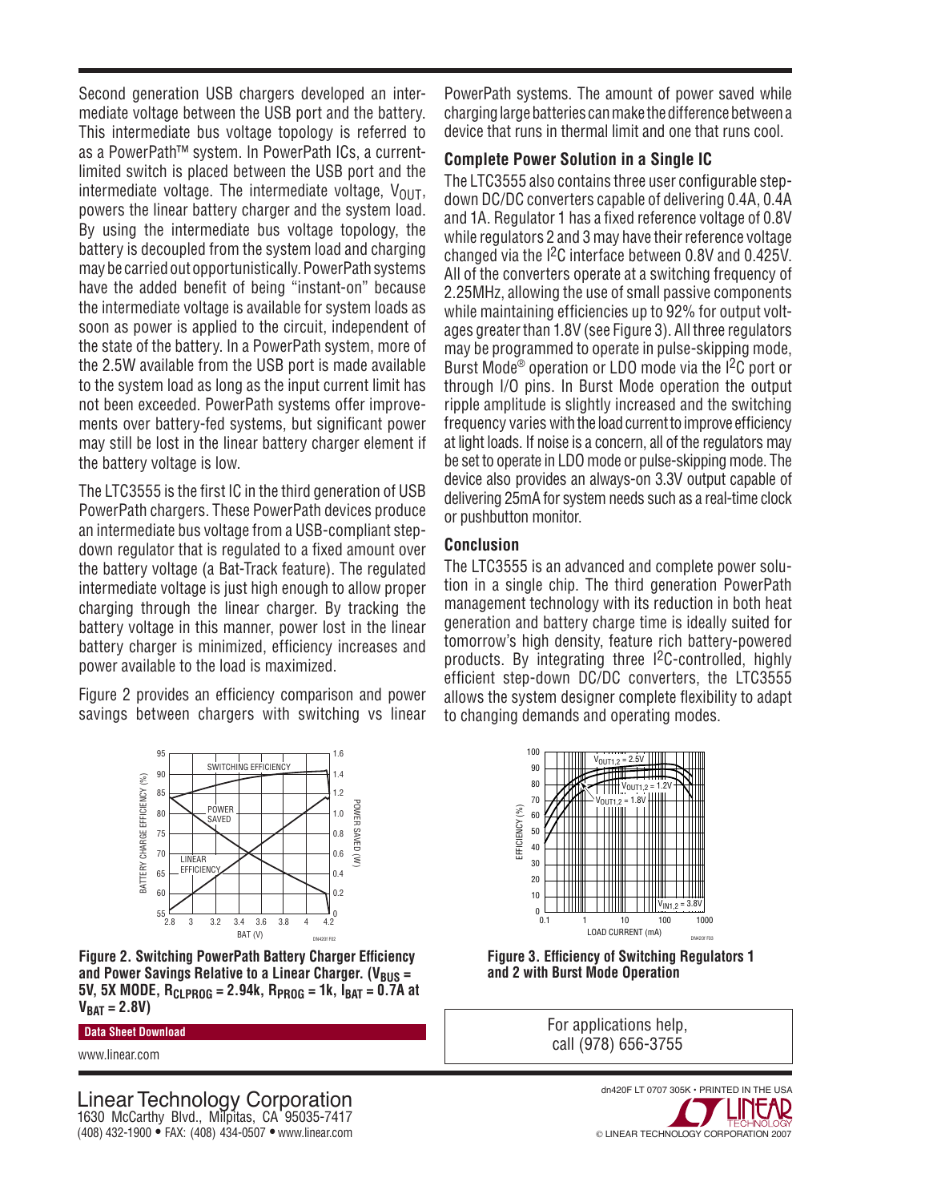Second generation USB chargers developed an intermediate voltage between the USB port and the battery. This intermediate bus voltage topology is referred to as a PowerPath™ system. In PowerPath ICs, a current-limited switch is placed between the USB port and the intermediate voltage. The intermediate voltage, $V_{OUT}$, powers the linear battery charger and the system load. By using the intermediate bus voltage topology, the battery is decoupled from the system load and charging may be carried out opportunistically. PowerPath systems have the added benefit of being "instant-on" because the intermediate voltage is available for system loads as soon as power is applied to the circuit, independent of the state of the battery. In a PowerPath system, more of the 2.5W available from the USB port is made available to the system load as long as the input current limit has not been exceeded. PowerPath systems offer improvements over battery-fed systems, but significant power may still be lost in the linear battery charger element if the battery voltage is low.

The LTC3555 is the first IC in the third generation of USB PowerPath chargers. These PowerPath devices produce an intermediate bus voltage from a USB-compliant step-down regulator that is regulated to a fixed amount over the battery voltage (a Bat-Track feature). The regulated intermediate voltage is just high enough to allow proper charging through the linear charger. By tracking the battery voltage in this manner, power lost in the linear battery charger is minimized, efficiency increases and power available to the load is maximized.

Figure 2 provides an efficiency comparison and power savings between chargers with switching vs linear PowerPath systems. The amount of power saved while charging large batteries can make the difference between a device that runs in thermal limit and one that runs cool.

SWITCHING EFFICIENCY
POWER SAVED
LINEAR EFFICIENCY
BATTERY CHARGE EFFICIENCY (%)
POWER SAVED (W)
BAT (V)
95 90 85 80 75 70 65 60 55
1.6 1.4 1.2 1.0 0.8 0.6 0.4 0.2 0
2.8 3 3.2 3.4 3.6 3.8 4 4.2
DN420f F02

**Figure 2. Switching PowerPath Battery Charger Efficiency and Power Savings Relative to a Linear Charger. ($V_{BUS}$ = 5V, 5X MODE, $R_{CLPROG}$ = 2.94k, $R_{PROG}$ = 1k, $I_{BAT}$ = 0.7A at $V_{BAT}$ = 2.8V)**

## Complete Power Solution in a Single IC

The LTC3555 also contains three user configurable step-down DC/DC converters capable of delivering 0.4A, 0.4A and 1A. Regulator 1 has a fixed reference voltage of 0.8V while regulators 2 and 3 may have their reference voltage changed via the I²C interface between 0.8V and 0.425V. All of the converters operate at a switching frequency of 2.25MHz, allowing the use of small passive components while maintaining efficiencies up to 92% for output voltages greater than 1.8V (see Figure 3). All three regulators may be programmed to operate in pulse-skipping mode, Burst Mode® operation or LDO mode via the I²C port or through I/O pins. In Burst Mode operation the output ripple amplitude is slightly increased and the switching frequency varies with the load current to improve efficiency at light loads. If noise is a concern, all of the regulators may be set to operate in LDO mode or pulse-skipping mode. The device also provides an always-on 3.3V output capable of delivering 25mA for system needs such as a real-time clock or pushbutton monitor.

## Conclusion

The LTC3555 is an advanced and complete power solution in a single chip. The third generation PowerPath management technology with its reduction in both heat generation and battery charge time is ideally suited for tomorrow's high density, feature rich battery-powered products. By integrating three I²C-controlled, highly efficient step-down DC/DC converters, the LTC3555 allows the system designer complete flexibility to adapt to changing demands and operating modes.

$V_{OUT1,2}$ = 2.5V
$V_{OUT1,2}$ = 1.2V
$V_{OUT1,2}$ = 1.8V
$V_{IN1,2}$ = 3.8V
EFFICIENCY (%)
LOAD CURRENT (mA)
100 90 80 70 60 50 40 30 20 10 0
0.1 1 10 100 1000
DN420f F03

**Figure 3. Efficiency of Switching Regulators 1 and 2 with Burst Mode Operation**

**Data Sheet Download**

www.linear.com

For applications help,
call (978) 656-3755

Linear Technology Corporation
1630 McCarthy Blvd., Milpitas, CA 95035-7417
(408) 432-1900 • FAX: (408) 434-0507 • www.linear.com

dn420F LT 0707 305K • PRINTED IN THE USA

© LINEAR TECHNOLOGY CORPORATION 2007